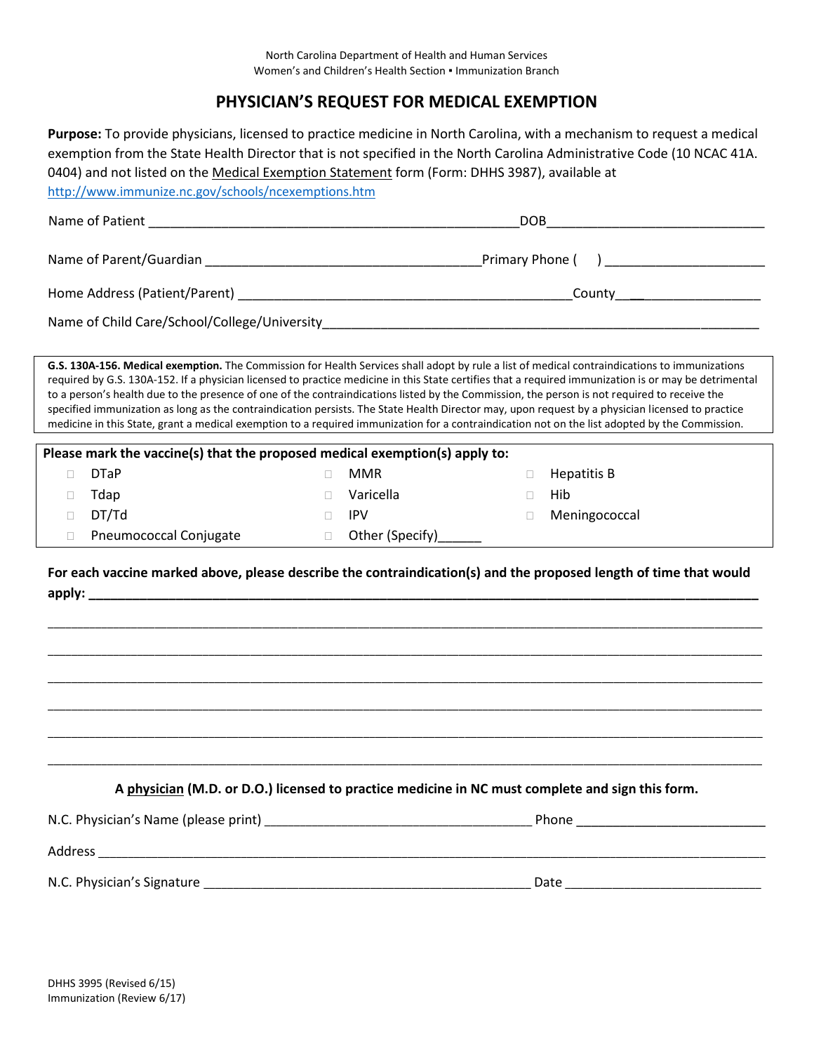North Carolina Department of Health and Human Services
Women's and Children's Health Section ▪ Immunization Branch

# PHYSICIAN'S REQUEST FOR MEDICAL EXEMPTION

**Purpose:** To provide physicians, licensed to practice medicine in North Carolina, with a mechanism to request a medical exemption from the State Health Director that is not specified in the North Carolina Administrative Code (10 NCAC 41A. 0404) and not listed on the Medical Exemption Statement form (Form: DHHS 3987), available at http://www.immunize.nc.gov/schools/ncexemptions.htm

Name of Patient ____________________________________________________DOB______________________________

Name of Parent/Guardian ______________________________________Primary Phone (    ) ______________________

Home Address (Patient/Parent) ______________________________________________County__________________

Name of Child Care/School/College/University_______________________________________________________________

**G.S. 130A-156. Medical exemption.** The Commission for Health Services shall adopt by rule a list of medical contraindications to immunizations required by G.S. 130A-152. If a physician licensed to practice medicine in this State certifies that a required immunization is or may be detrimental to a person's health due to the presence of one of the contraindications listed by the Commission, the person is not required to receive the specified immunization as long as the contraindication persists. The State Health Director may, upon request by a physician licensed to practice medicine in this State, grant a medical exemption to a required immunization for a contraindication not on the list adopted by the Commission.

**Please mark the vaccine(s) that the proposed medical exemption(s) apply to:**

| | | |
|---|---|---|
| ☐ DTaP | ☐ MMR | ☐ Hepatitis B |
| ☐ Tdap | ☐ Varicella | ☐ Hib |
| ☐ DT/Td | ☐ IPV | ☐ Meningococcal |
| ☐ Pneumococcal Conjugate | ☐ Other (Specify)______ | |

**For each vaccine marked above, please describe the contraindication(s) and the proposed length of time that would apply: ____________________________________________________________________________________________**

______________________________________________________________________________________________

______________________________________________________________________________________________

______________________________________________________________________________________________

______________________________________________________________________________________________

______________________________________________________________________________________________

______________________________________________________________________________________________

**A physician (M.D. or D.O.) licensed to practice medicine in NC must complete and sign this form.**

N.C. Physician's Name (please print) ____________________________________ Phone __________________________

Address ______________________________________________________________________________________________

N.C. Physician's Signature _____________________________________________ Date ___________________________

DHHS 3995 (Revised 6/15)
Immunization (Review 6/17)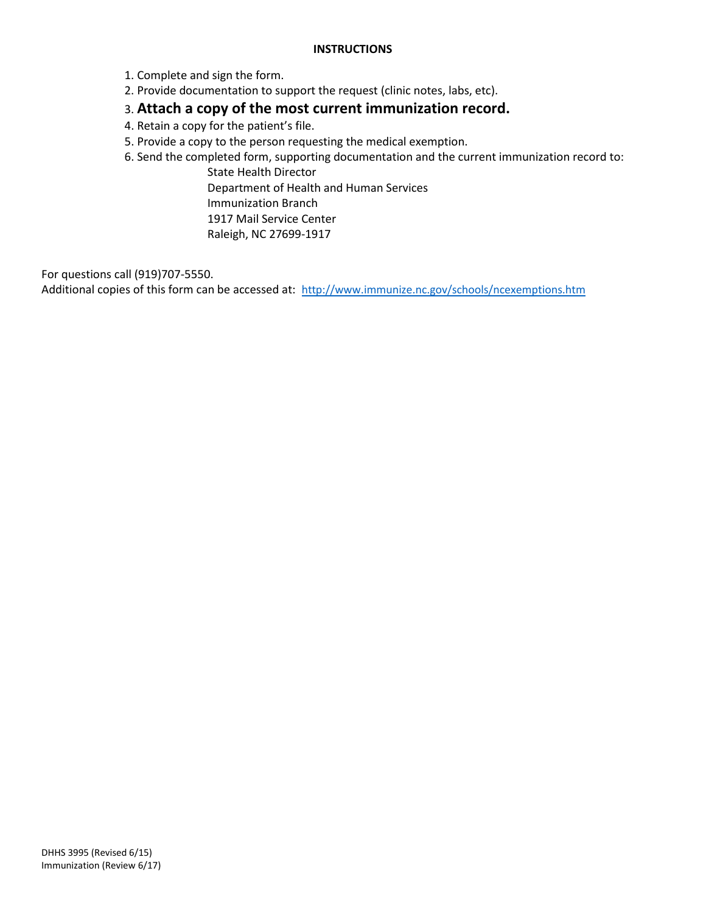**INSTRUCTIONS**

1. Complete and sign the form.
2. Provide documentation to support the request (clinic notes, labs, etc).
3. **Attach a copy of the most current immunization record.**
4. Retain a copy for the patient's file.
5. Provide a copy to the person requesting the medical exemption.
6. Send the completed form, supporting documentation and the current immunization record to:

   State Health Director
   Department of Health and Human Services
   Immunization Branch
   1917 Mail Service Center
   Raleigh, NC 27699-1917

For questions call (919)707-5550.
Additional copies of this form can be accessed at: http://www.immunize.nc.gov/schools/ncexemptions.htm

DHHS 3995 (Revised 6/15)
Immunization (Review 6/17)